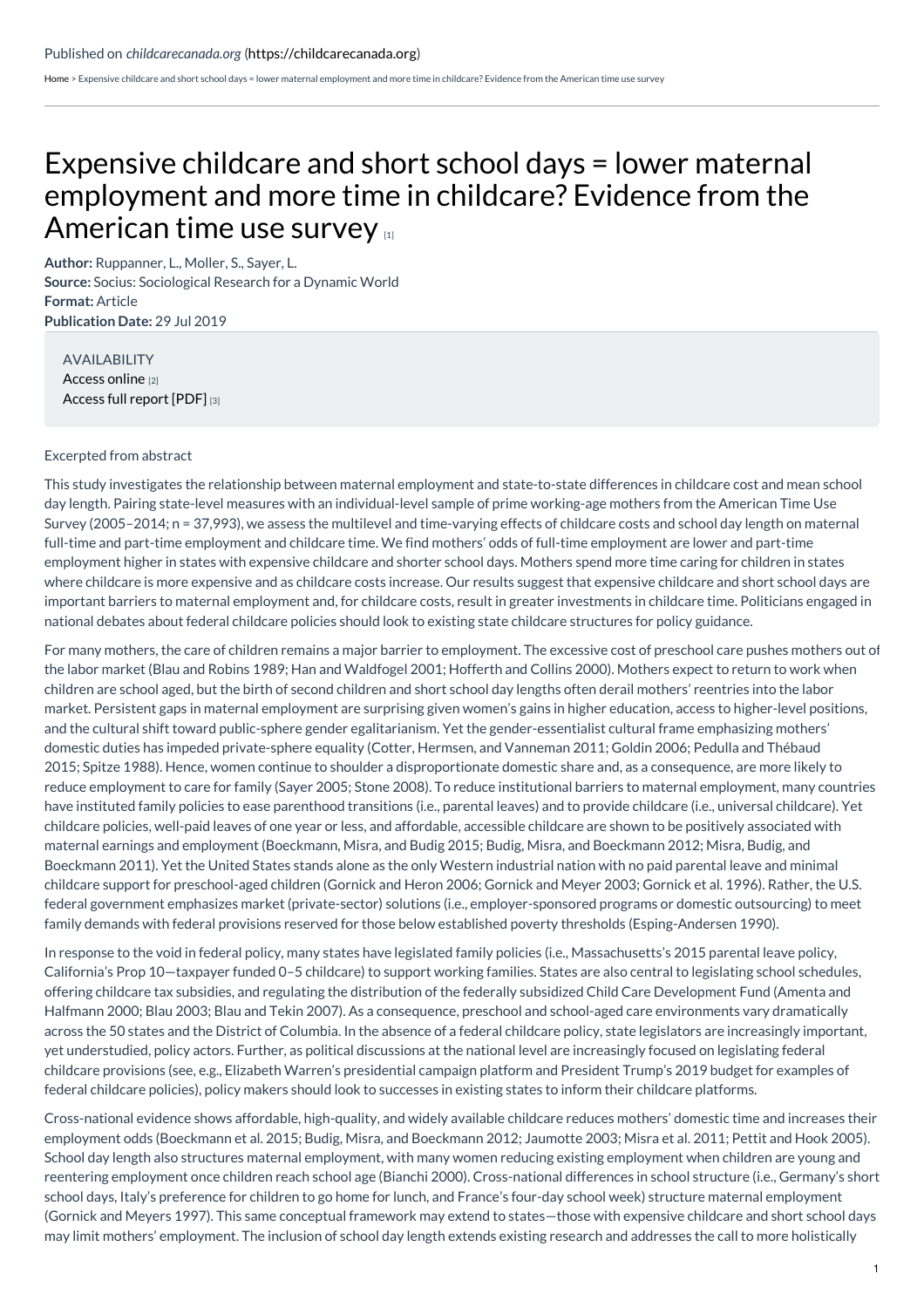Published on *childcarecanada.org* (https://childcarecanada.org)

Home > Expensive childcare and short school days = lower maternal employment and more time in childcare? Evidence from the American time use survey

# Expensive childcare and short school days = lower maternal employment and more time in childcare? Evidence from the American time use survey [1]

**Author:** Ruppanner, L., Moller, S., Sayer, L.
**Source:** Socius: Sociological Research for a Dynamic World
**Format:** Article
**Publication Date:** 29 Jul 2019

AVAILABILITY
Access online [2]
Access full report [PDF] [3]

Excerpted from abstract

This study investigates the relationship between maternal employment and state-to-state differences in childcare cost and mean school day length. Pairing state-level measures with an individual-level sample of prime working-age mothers from the American Time Use Survey (2005–2014; n = 37,993), we assess the multilevel and time-varying effects of childcare costs and school day length on maternal full-time and part-time employment and childcare time. We find mothers' odds of full-time employment are lower and part-time employment higher in states with expensive childcare and shorter school days. Mothers spend more time caring for children in states where childcare is more expensive and as childcare costs increase. Our results suggest that expensive childcare and short school days are important barriers to maternal employment and, for childcare costs, result in greater investments in childcare time. Politicians engaged in national debates about federal childcare policies should look to existing state childcare structures for policy guidance.

For many mothers, the care of children remains a major barrier to employment. The excessive cost of preschool care pushes mothers out of the labor market (Blau and Robins 1989; Han and Waldfogel 2001; Hofferth and Collins 2000). Mothers expect to return to work when children are school aged, but the birth of second children and short school day lengths often derail mothers' reentries into the labor market. Persistent gaps in maternal employment are surprising given women's gains in higher education, access to higher-level positions, and the cultural shift toward public-sphere gender egalitarianism. Yet the gender-essentialist cultural frame emphasizing mothers' domestic duties has impeded private-sphere equality (Cotter, Hermsen, and Vanneman 2011; Goldin 2006; Pedulla and Thébaud 2015; Spitze 1988). Hence, women continue to shoulder a disproportionate domestic share and, as a consequence, are more likely to reduce employment to care for family (Sayer 2005; Stone 2008). To reduce institutional barriers to maternal employment, many countries have instituted family policies to ease parenthood transitions (i.e., parental leaves) and to provide childcare (i.e., universal childcare). Yet childcare policies, well-paid leaves of one year or less, and affordable, accessible childcare are shown to be positively associated with maternal earnings and employment (Boeckmann, Misra, and Budig 2015; Budig, Misra, and Boeckmann 2012; Misra, Budig, and Boeckmann 2011). Yet the United States stands alone as the only Western industrial nation with no paid parental leave and minimal childcare support for preschool-aged children (Gornick and Heron 2006; Gornick and Meyer 2003; Gornick et al. 1996). Rather, the U.S. federal government emphasizes market (private-sector) solutions (i.e., employer-sponsored programs or domestic outsourcing) to meet family demands with federal provisions reserved for those below established poverty thresholds (Esping-Andersen 1990).

In response to the void in federal policy, many states have legislated family policies (i.e., Massachusetts's 2015 parental leave policy, California's Prop 10—taxpayer funded 0–5 childcare) to support working families. States are also central to legislating school schedules, offering childcare tax subsidies, and regulating the distribution of the federally subsidized Child Care Development Fund (Amenta and Halfmann 2000; Blau 2003; Blau and Tekin 2007). As a consequence, preschool and school-aged care environments vary dramatically across the 50 states and the District of Columbia. In the absence of a federal childcare policy, state legislators are increasingly important, yet understudied, policy actors. Further, as political discussions at the national level are increasingly focused on legislating federal childcare provisions (see, e.g., Elizabeth Warren's presidential campaign platform and President Trump's 2019 budget for examples of federal childcare policies), policy makers should look to successes in existing states to inform their childcare platforms.

Cross-national evidence shows affordable, high-quality, and widely available childcare reduces mothers' domestic time and increases their employment odds (Boeckmann et al. 2015; Budig, Misra, and Boeckmann 2012; Jaumotte 2003; Misra et al. 2011; Pettit and Hook 2005). School day length also structures maternal employment, with many women reducing existing employment when children are young and reentering employment once children reach school age (Bianchi 2000). Cross-national differences in school structure (i.e., Germany's short school days, Italy's preference for children to go home for lunch, and France's four-day school week) structure maternal employment (Gornick and Meyers 1997). This same conceptual framework may extend to states—those with expensive childcare and short school days may limit mothers' employment. The inclusion of school day length extends existing research and addresses the call to more holistically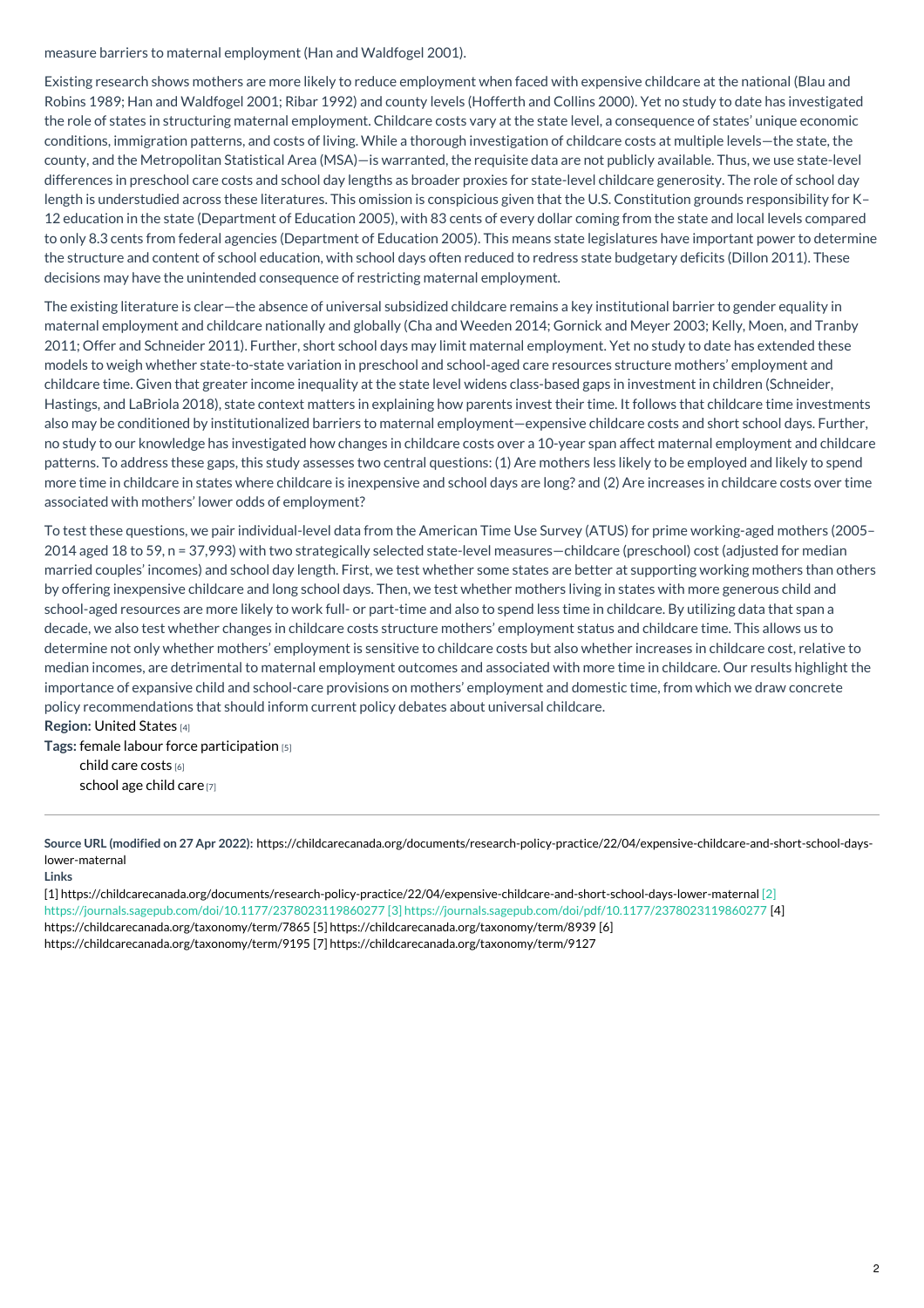measure barriers to maternal employment (Han and Waldfogel 2001).

Existing research shows mothers are more likely to reduce employment when faced with expensive childcare at the national (Blau and Robins 1989; Han and Waldfogel 2001; Ribar 1992) and county levels (Hofferth and Collins 2000). Yet no study to date has investigated the role of states in structuring maternal employment. Childcare costs vary at the state level, a consequence of states' unique economic conditions, immigration patterns, and costs of living. While a thorough investigation of childcare costs at multiple levels—the state, the county, and the Metropolitan Statistical Area (MSA)—is warranted, the requisite data are not publicly available. Thus, we use state-level differences in preschool care costs and school day lengths as broader proxies for state-level childcare generosity. The role of school day length is understudied across these literatures. This omission is conspicuous given that the U.S. Constitution grounds responsibility for K–12 education in the state (Department of Education 2005), with 83 cents of every dollar coming from the state and local levels compared to only 8.3 cents from federal agencies (Department of Education 2005). This means state legislatures have important power to determine the structure and content of school education, with school days often reduced to redress state budgetary deficits (Dillon 2011). These decisions may have the unintended consequence of restricting maternal employment.

The existing literature is clear—the absence of universal subsidized childcare remains a key institutional barrier to gender equality in maternal employment and childcare nationally and globally (Cha and Weeden 2014; Gornick and Meyer 2003; Kelly, Moen, and Tranby 2011; Offer and Schneider 2011). Further, short school days may limit maternal employment. Yet no study to date has extended these models to weigh whether state-to-state variation in preschool and school-aged care resources structure mothers' employment and childcare time. Given that greater income inequality at the state level widens class-based gaps in investment in children (Schneider, Hastings, and LaBriola 2018), state context matters in explaining how parents invest their time. It follows that childcare time investments also may be conditioned by institutionalized barriers to maternal employment—expensive childcare costs and short school days. Further, no study to our knowledge has investigated how changes in childcare costs over a 10-year span affect maternal employment and childcare patterns. To address these gaps, this study assesses two central questions: (1) Are mothers less likely to be employed and likely to spend more time in childcare in states where childcare is inexpensive and school days are long? and (2) Are increases in childcare costs over time associated with mothers' lower odds of employment?

To test these questions, we pair individual-level data from the American Time Use Survey (ATUS) for prime working-aged mothers (2005–2014 aged 18 to 59, n = 37,993) with two strategically selected state-level measures—childcare (preschool) cost (adjusted for median married couples' incomes) and school day length. First, we test whether some states are better at supporting working mothers than others by offering inexpensive childcare and long school days. Then, we test whether mothers living in states with more generous child and school-aged resources are more likely to work full- or part-time and also to spend less time in childcare. By utilizing data that span a decade, we also test whether changes in childcare costs structure mothers' employment status and childcare time. This allows us to determine not only whether mothers' employment is sensitive to childcare costs but also whether increases in childcare cost, relative to median incomes, are detrimental to maternal employment outcomes and associated with more time in childcare. Our results highlight the importance of expansive child and school-care provisions on mothers' employment and domestic time, from which we draw concrete policy recommendations that should inform current policy debates about universal childcare.

**Region:** United States [4]

**Tags:** female labour force participation [5]
child care costs [6]
school age child care [7]

---

**Source URL (modified on 27 Apr 2022):** https://childcarecanada.org/documents/research-policy-practice/22/04/expensive-childcare-and-short-school-days-lower-maternal

**Links**

[1] https://childcarecanada.org/documents/research-policy-practice/22/04/expensive-childcare-and-short-school-days-lower-maternal [2] https://journals.sagepub.com/doi/10.1177/2378023119860277 [3] https://journals.sagepub.com/doi/pdf/10.1177/2378023119860277 [4] https://childcarecanada.org/taxonomy/term/7865 [5] https://childcarecanada.org/taxonomy/term/8939 [6] https://childcarecanada.org/taxonomy/term/9195 [7] https://childcarecanada.org/taxonomy/term/9127